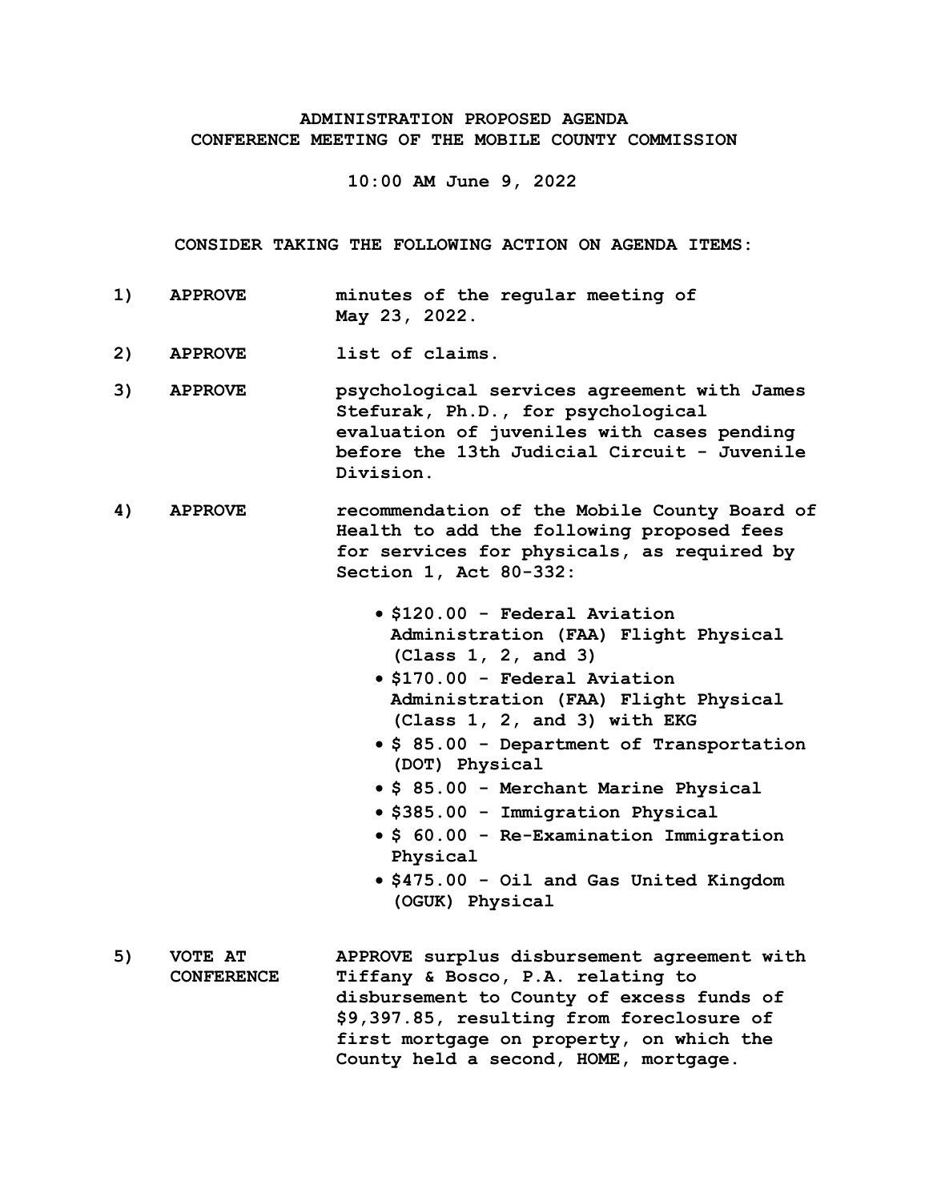**ADMINISTRATION PROPOSED AGENDA**
**CONFERENCE MEETING OF THE MOBILE COUNTY COMMISSION**

**10:00 AM June 9, 2022**

**CONSIDER TAKING THE FOLLOWING ACTION ON AGENDA ITEMS:**

**1) APPROVE** minutes of the regular meeting of May 23, 2022.

**2) APPROVE** list of claims.

**3) APPROVE** psychological services agreement with James Stefurak, Ph.D., for psychological evaluation of juveniles with cases pending before the 13th Judicial Circuit - Juvenile Division.

**4) APPROVE** recommendation of the Mobile County Board of Health to add the following proposed fees for services for physicals, as required by Section 1, Act 80-332:

- $120.00 - Federal Aviation Administration (FAA) Flight Physical (Class 1, 2, and 3)
- $170.00 - Federal Aviation Administration (FAA) Flight Physical (Class 1, 2, and 3) with EKG
- $ 85.00 - Department of Transportation (DOT) Physical
- $ 85.00 - Merchant Marine Physical
- $385.00 - Immigration Physical
- $ 60.00 - Re-Examination Immigration Physical
- $475.00 - Oil and Gas United Kingdom (OGUK) Physical

**5) VOTE AT CONFERENCE** APPROVE surplus disbursement agreement with Tiffany & Bosco, P.A. relating to disbursement to County of excess funds of $9,397.85, resulting from foreclosure of first mortgage on property, on which the County held a second, HOME, mortgage.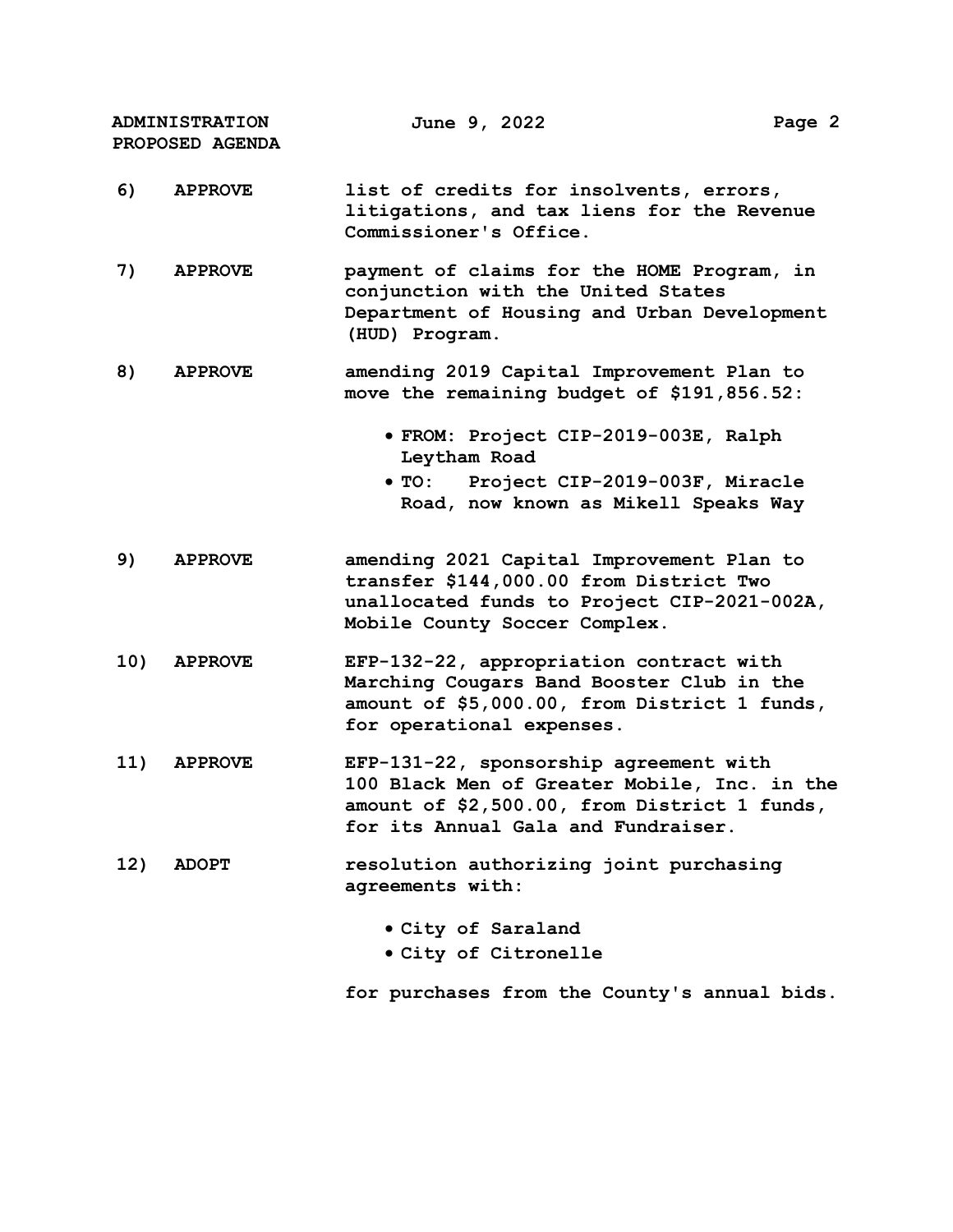6) **APPROVE** list of credits for insolvents, errors, litigations, and tax liens for the Revenue Commissioner's Office.

7) **APPROVE** payment of claims for the HOME Program, in conjunction with the United States Department of Housing and Urban Development (HUD) Program.

8) **APPROVE** amending 2019 Capital Improvement Plan to move the remaining budget of $191,856.52:

- FROM: Project CIP-2019-003E, Ralph Leytham Road
- TO: Project CIP-2019-003F, Miracle Road, now known as Mikell Speaks Way

9) **APPROVE** amending 2021 Capital Improvement Plan to transfer $144,000.00 from District Two unallocated funds to Project CIP-2021-002A, Mobile County Soccer Complex.

10) **APPROVE** EFP-132-22, appropriation contract with Marching Cougars Band Booster Club in the amount of $5,000.00, from District 1 funds, for operational expenses.

11) **APPROVE** EFP-131-22, sponsorship agreement with 100 Black Men of Greater Mobile, Inc. in the amount of $2,500.00, from District 1 funds, for its Annual Gala and Fundraiser.

12) **ADOPT** resolution authorizing joint purchasing agreements with:

- City of Saraland
- City of Citronelle

for purchases from the County's annual bids.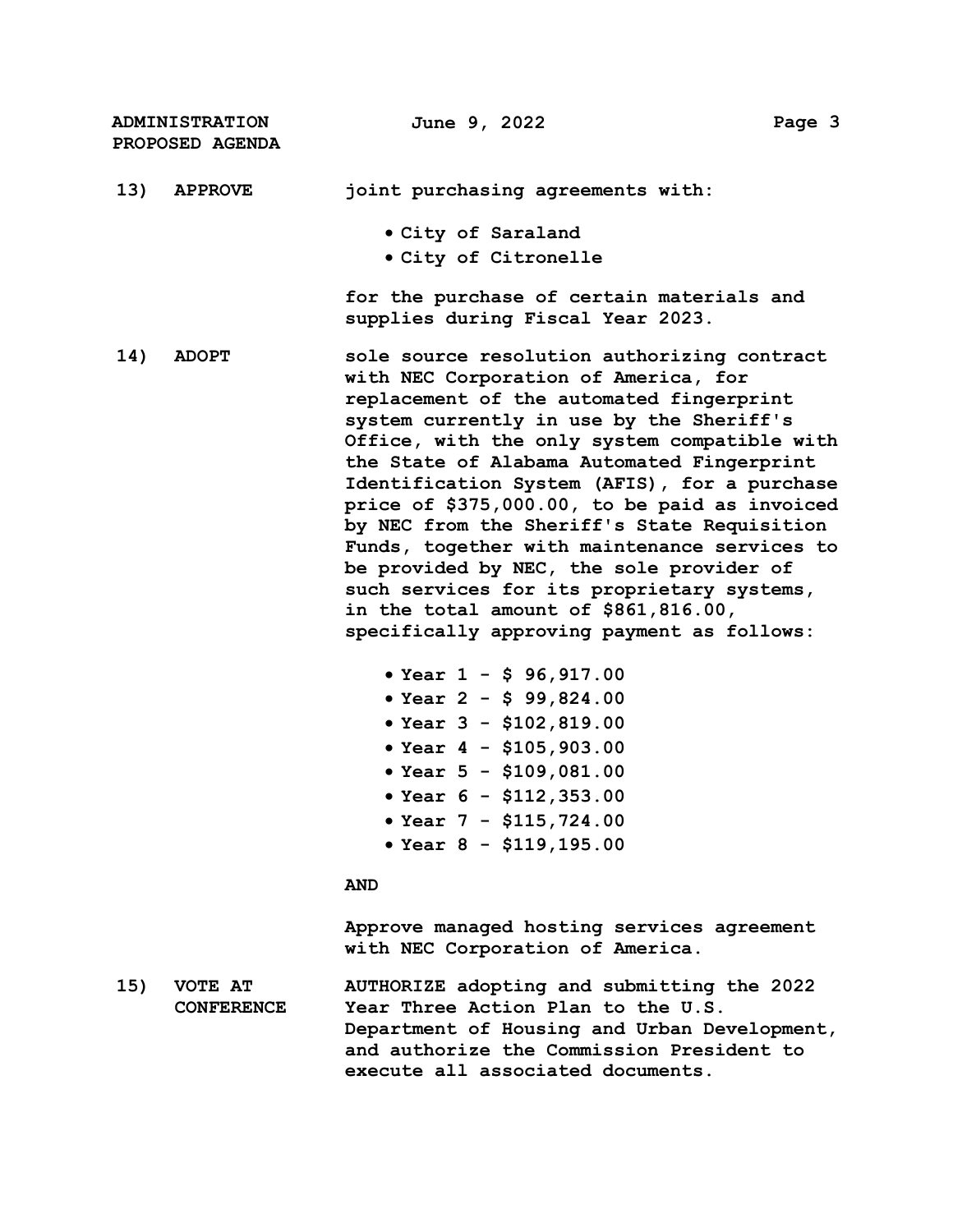**13) APPROVE** joint purchasing agreements with:

- City of Saraland
- City of Citronelle

for the purchase of certain materials and supplies during Fiscal Year 2023.

**14) ADOPT** sole source resolution authorizing contract with NEC Corporation of America, for replacement of the automated fingerprint system currently in use by the Sheriff's Office, with the only system compatible with the State of Alabama Automated Fingerprint Identification System (AFIS), for a purchase price of $375,000.00, to be paid as invoiced by NEC from the Sheriff's State Requisition Funds, together with maintenance services to be provided by NEC, the sole provider of such services for its proprietary systems, in the total amount of $861,816.00, specifically approving payment as follows:

- Year 1 - $ 96,917.00
- Year 2 - $ 99,824.00
- Year 3 - $102,819.00
- Year 4 - $105,903.00
- Year 5 - $109,081.00
- Year 6 - $112,353.00
- Year 7 - $115,724.00
- Year 8 - $119,195.00

**AND**

Approve managed hosting services agreement with NEC Corporation of America.

**15) VOTE AT CONFERENCE** AUTHORIZE adopting and submitting the 2022 Year Three Action Plan to the U.S. Department of Housing and Urban Development, and authorize the Commission President to execute all associated documents.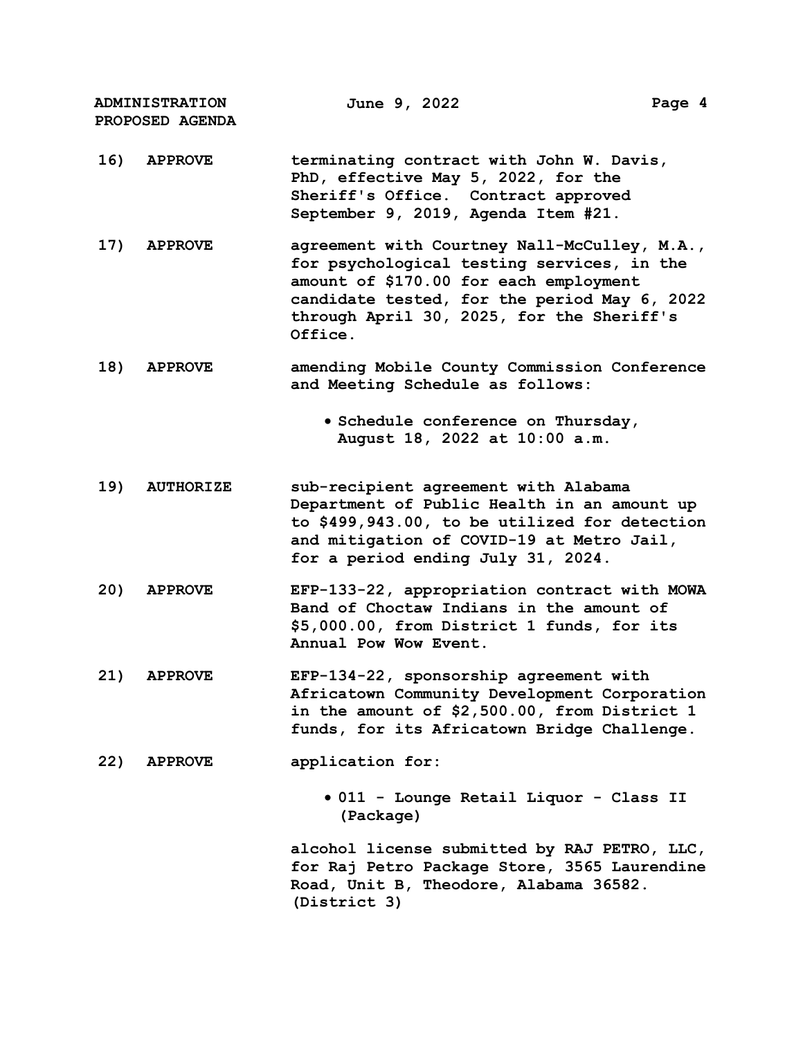16) **APPROVE** terminating contract with John W. Davis, PhD, effective May 5, 2022, for the Sheriff's Office. Contract approved September 9, 2019, Agenda Item #21.

17) **APPROVE** agreement with Courtney Nall-McCulley, M.A., for psychological testing services, in the amount of $170.00 for each employment candidate tested, for the period May 6, 2022 through April 30, 2025, for the Sheriff's Office.

18) **APPROVE** amending Mobile County Commission Conference and Meeting Schedule as follows:

- Schedule conference on Thursday, August 18, 2022 at 10:00 a.m.

19) **AUTHORIZE** sub-recipient agreement with Alabama Department of Public Health in an amount up to $499,943.00, to be utilized for detection and mitigation of COVID-19 at Metro Jail, for a period ending July 31, 2024.

20) **APPROVE** EFP-133-22, appropriation contract with MOWA Band of Choctaw Indians in the amount of $5,000.00, from District 1 funds, for its Annual Pow Wow Event.

21) **APPROVE** EFP-134-22, sponsorship agreement with Africatown Community Development Corporation in the amount of $2,500.00, from District 1 funds, for its Africatown Bridge Challenge.

22) **APPROVE** application for:

- 011 - Lounge Retail Liquor - Class II (Package)

alcohol license submitted by RAJ PETRO, LLC, for Raj Petro Package Store, 3565 Laurendine Road, Unit B, Theodore, Alabama 36582. (District 3)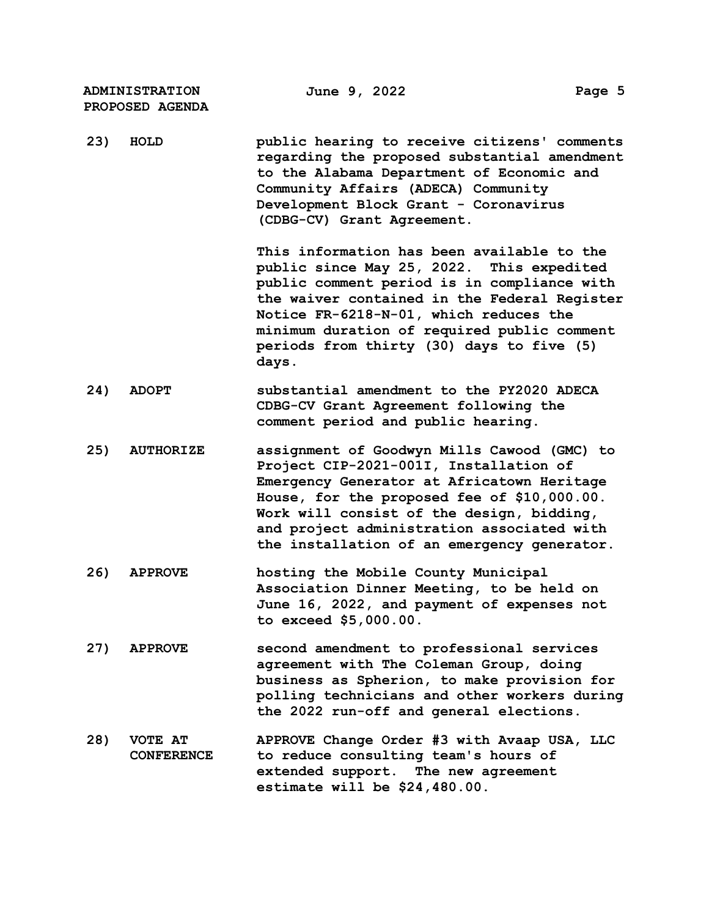23) **HOLD** public hearing to receive citizens' comments regarding the proposed substantial amendment to the Alabama Department of Economic and Community Affairs (ADECA) Community Development Block Grant - Coronavirus (CDBG-CV) Grant Agreement.

This information has been available to the public since May 25, 2022. This expedited public comment period is in compliance with the waiver contained in the Federal Register Notice FR-6218-N-01, which reduces the minimum duration of required public comment periods from thirty (30) days to five (5) days.

24) **ADOPT** substantial amendment to the PY2020 ADECA CDBG-CV Grant Agreement following the comment period and public hearing.

25) **AUTHORIZE** assignment of Goodwyn Mills Cawood (GMC) to Project CIP-2021-001I, Installation of Emergency Generator at Africatown Heritage House, for the proposed fee of $10,000.00. Work will consist of the design, bidding, and project administration associated with the installation of an emergency generator.

26) **APPROVE** hosting the Mobile County Municipal Association Dinner Meeting, to be held on June 16, 2022, and payment of expenses not to exceed $5,000.00.

27) **APPROVE** second amendment to professional services agreement with The Coleman Group, doing business as Spherion, to make provision for polling technicians and other workers during the 2022 run-off and general elections.

28) **VOTE AT CONFERENCE** APPROVE Change Order #3 with Avaap USA, LLC to reduce consulting team's hours of extended support. The new agreement estimate will be $24,480.00.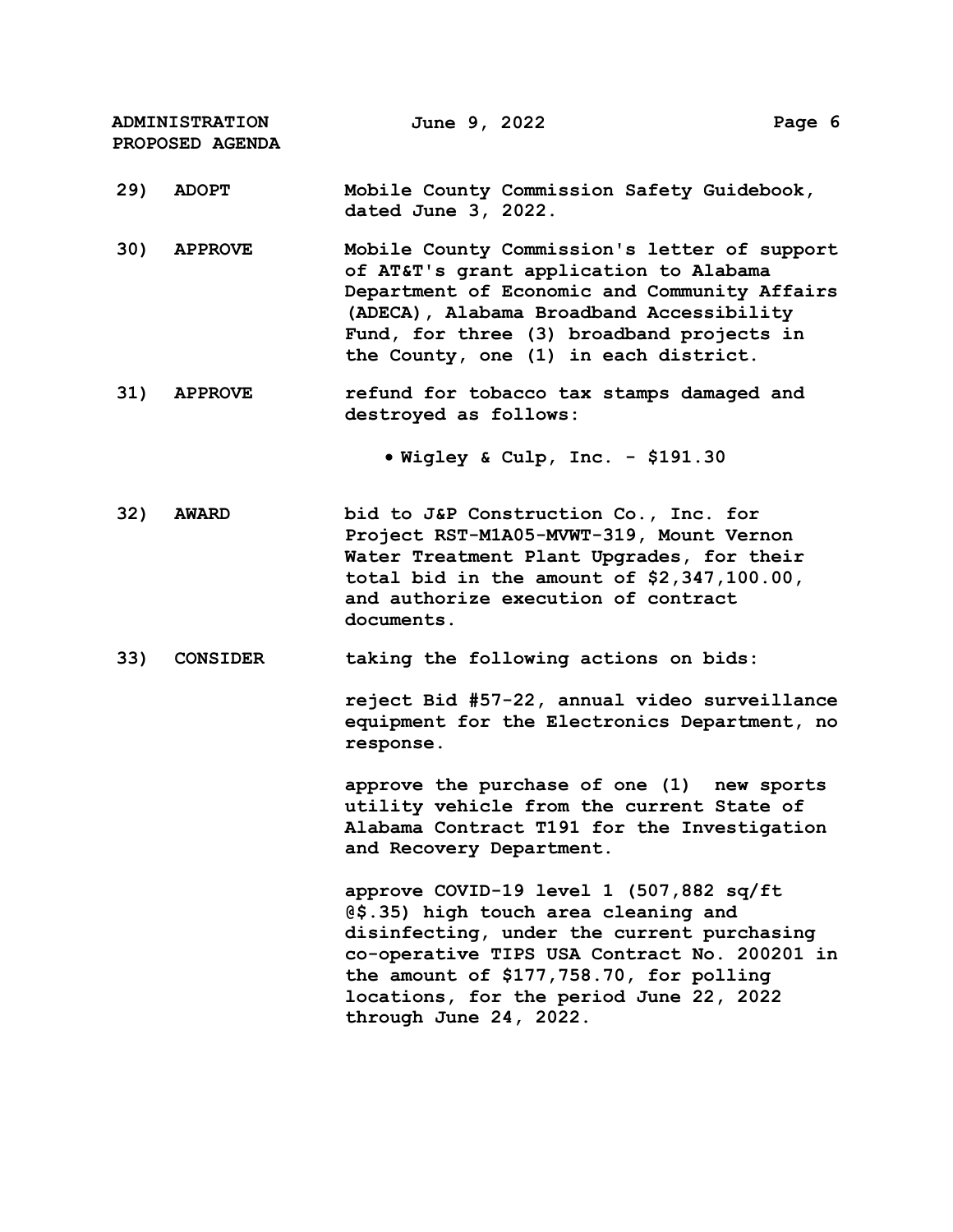**29) ADOPT** Mobile County Commission Safety Guidebook, dated June 3, 2022.

**30) APPROVE** Mobile County Commission's letter of support of AT&T's grant application to Alabama Department of Economic and Community Affairs (ADECA), Alabama Broadband Accessibility Fund, for three (3) broadband projects in the County, one (1) in each district.

**31) APPROVE** refund for tobacco tax stamps damaged and destroyed as follows:

- Wigley & Culp, Inc. - $191.30

**32) AWARD** bid to J&P Construction Co., Inc. for Project RST-M1A05-MVWT-319, Mount Vernon Water Treatment Plant Upgrades, for their total bid in the amount of $2,347,100.00, and authorize execution of contract documents.

**33) CONSIDER** taking the following actions on bids:

reject Bid #57-22, annual video surveillance equipment for the Electronics Department, no response.

approve the purchase of one (1) new sports utility vehicle from the current State of Alabama Contract T191 for the Investigation and Recovery Department.

approve COVID-19 level 1 (507,882 sq/ft @$.35) high touch area cleaning and disinfecting, under the current purchasing co-operative TIPS USA Contract No. 200201 in the amount of $177,758.70, for polling locations, for the period June 22, 2022 through June 24, 2022.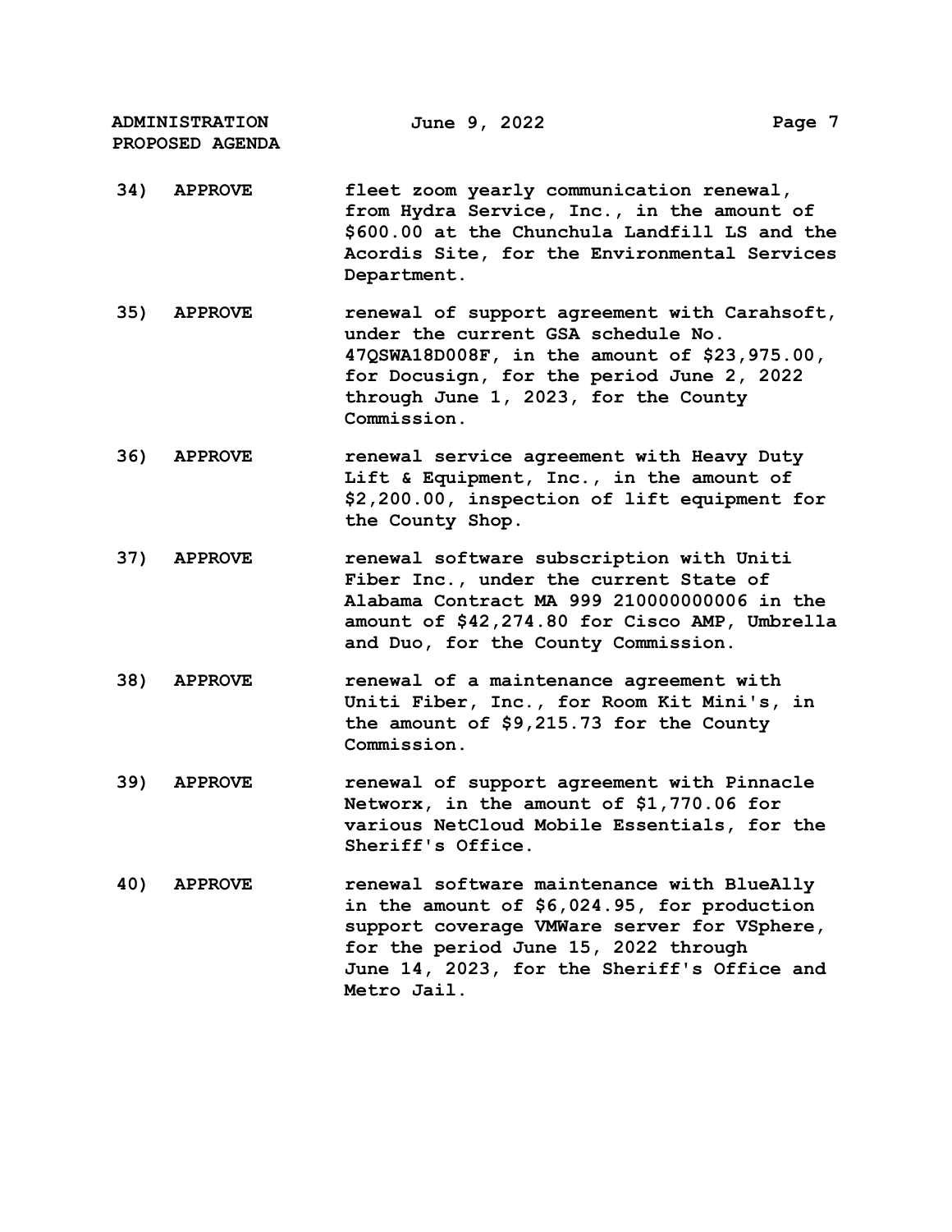34) **APPROVE** fleet zoom yearly communication renewal, from Hydra Service, Inc., in the amount of $600.00 at the Chunchula Landfill LS and the Acordis Site, for the Environmental Services Department.

35) **APPROVE** renewal of support agreement with Carahsoft, under the current GSA schedule No. 47QSWA18D008F, in the amount of $23,975.00, for Docusign, for the period June 2, 2022 through June 1, 2023, for the County Commission.

36) **APPROVE** renewal service agreement with Heavy Duty Lift & Equipment, Inc., in the amount of $2,200.00, inspection of lift equipment for the County Shop.

37) **APPROVE** renewal software subscription with Uniti Fiber Inc., under the current State of Alabama Contract MA 999 210000000006 in the amount of $42,274.80 for Cisco AMP, Umbrella and Duo, for the County Commission.

38) **APPROVE** renewal of a maintenance agreement with Uniti Fiber, Inc., for Room Kit Mini's, in the amount of $9,215.73 for the County Commission.

39) **APPROVE** renewal of support agreement with Pinnacle Networx, in the amount of $1,770.06 for various NetCloud Mobile Essentials, for the Sheriff's Office.

40) **APPROVE** renewal software maintenance with BlueAlly in the amount of $6,024.95, for production support coverage VMWare server for VSphere, for the period June 15, 2022 through June 14, 2023, for the Sheriff's Office and Metro Jail.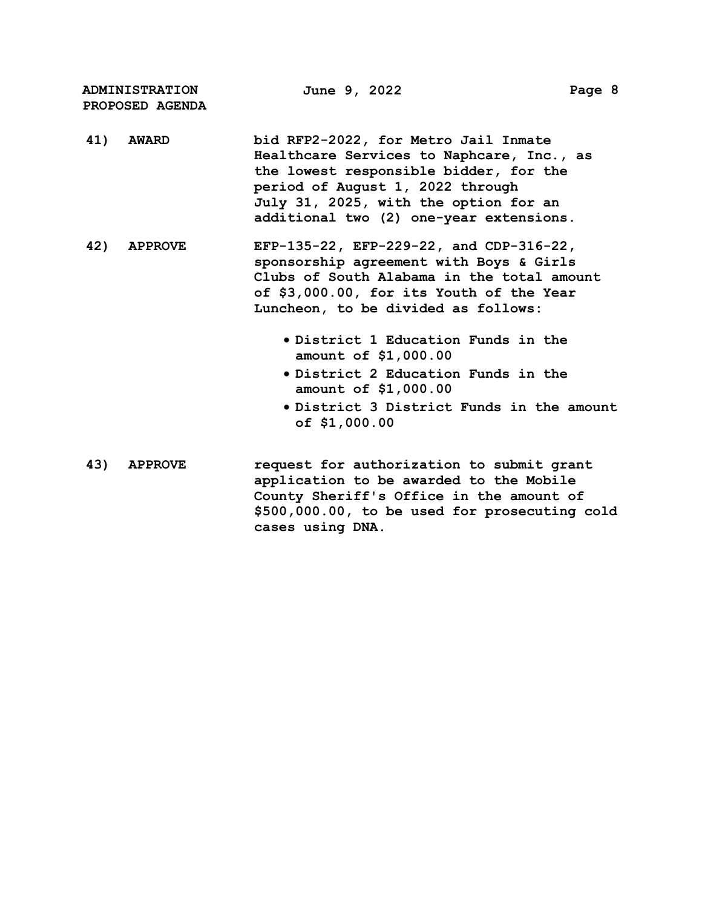**41) AWARD** bid RFP2-2022, for Metro Jail Inmate Healthcare Services to Naphcare, Inc., as the lowest responsible bidder, for the period of August 1, 2022 through July 31, 2025, with the option for an additional two (2) one-year extensions.

**42) APPROVE** EFP-135-22, EFP-229-22, and CDP-316-22, sponsorship agreement with Boys & Girls Clubs of South Alabama in the total amount of $3,000.00, for its Youth of the Year Luncheon, to be divided as follows:

- District 1 Education Funds in the amount of $1,000.00
- District 2 Education Funds in the amount of $1,000.00
- District 3 District Funds in the amount of $1,000.00

**43) APPROVE** request for authorization to submit grant application to be awarded to the Mobile County Sheriff's Office in the amount of $500,000.00, to be used for prosecuting cold cases using DNA.